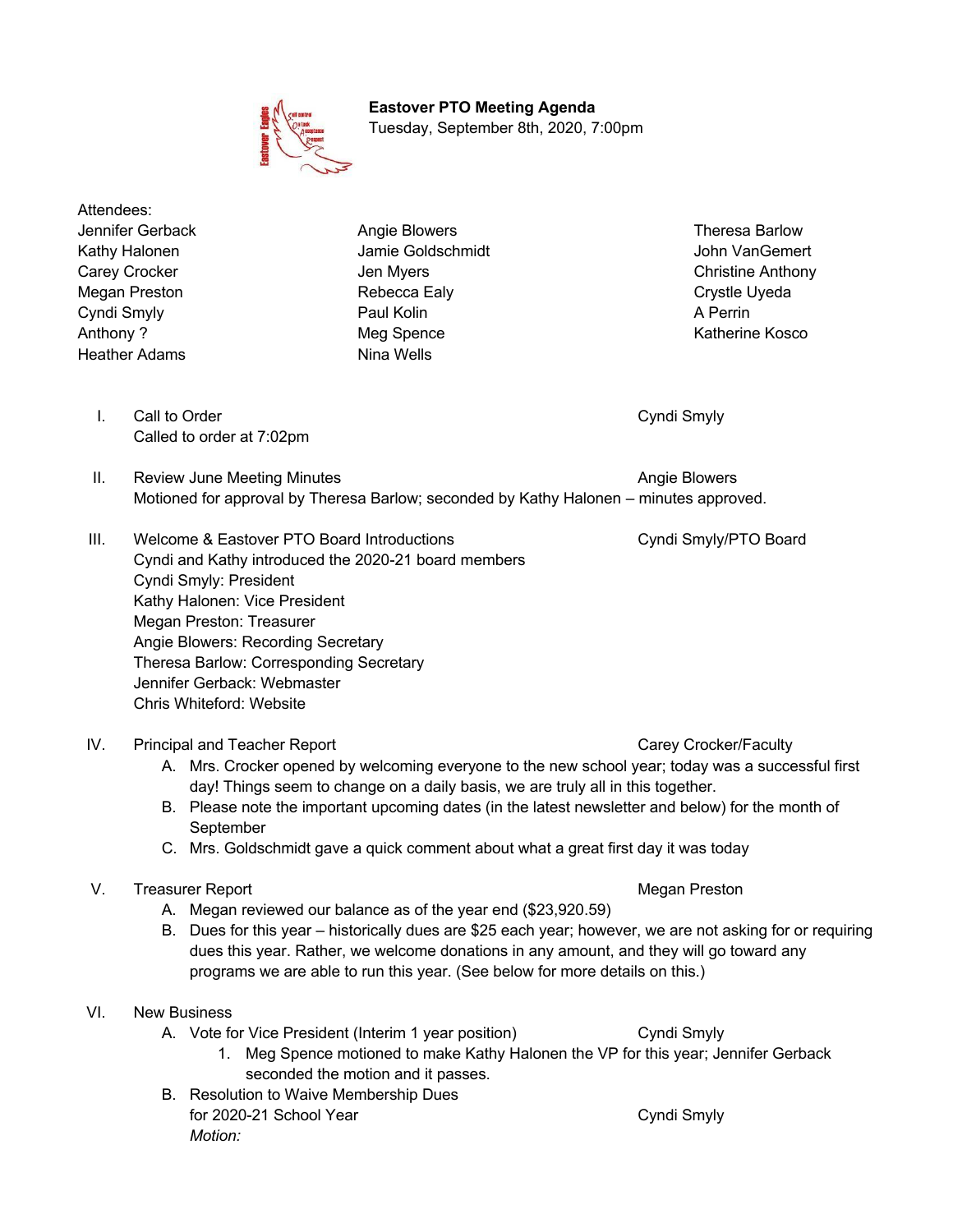# Eastover PTO Meeting Agenda

Tuesday, September 8th, 2020, 7:00pm

Attendees:

| | | |
|---|---|---|
| Jennifer Gerback | Angie Blowers | Theresa Barlow |
| Kathy Halonen | Jamie Goldschmidt | John VanGemert |
| Carey Crocker | Jen Myers | Christine Anthony |
| Megan Preston | Rebecca Ealy | Crystle Uyeda |
| Cyndi Smyly | Paul Kolin | A Perrin |
| Anthony ? | Meg Spence | Katherine Kosco |
| Heather Adams | Nina Wells | |

I. Call to Order — Cyndi Smyly
   Called to order at 7:02pm

II. Review June Meeting Minutes — Angie Blowers
   Motioned for approval by Theresa Barlow; seconded by Kathy Halonen – minutes approved.

III. Welcome & Eastover PTO Board Introductions — Cyndi Smyly/PTO Board
   Cyndi and Kathy introduced the 2020-21 board members
   Cyndi Smyly: President
   Kathy Halonen: Vice President
   Megan Preston: Treasurer
   Angie Blowers: Recording Secretary
   Theresa Barlow: Corresponding Secretary
   Jennifer Gerback: Webmaster
   Chris Whiteford: Website

IV. Principal and Teacher Report — Carey Crocker/Faculty
   A. Mrs. Crocker opened by welcoming everyone to the new school year; today was a successful first day! Things seem to change on a daily basis, we are truly all in this together.
   B. Please note the important upcoming dates (in the latest newsletter and below) for the month of September
   C. Mrs. Goldschmidt gave a quick comment about what a great first day it was today

V. Treasurer Report — Megan Preston
   A. Megan reviewed our balance as of the year end ($23,920.59)
   B. Dues for this year – historically dues are $25 each year; however, we are not asking for or requiring dues this year. Rather, we welcome donations in any amount, and they will go toward any programs we are able to run this year. (See below for more details on this.)

VI. New Business
   A. Vote for Vice President (Interim 1 year position) — Cyndi Smyly
      1. Meg Spence motioned to make Kathy Halonen the VP for this year; Jennifer Gerback seconded the motion and it passes.
   B. Resolution to Waive Membership Dues for 2020-21 School Year — Cyndi Smyly
      *Motion:*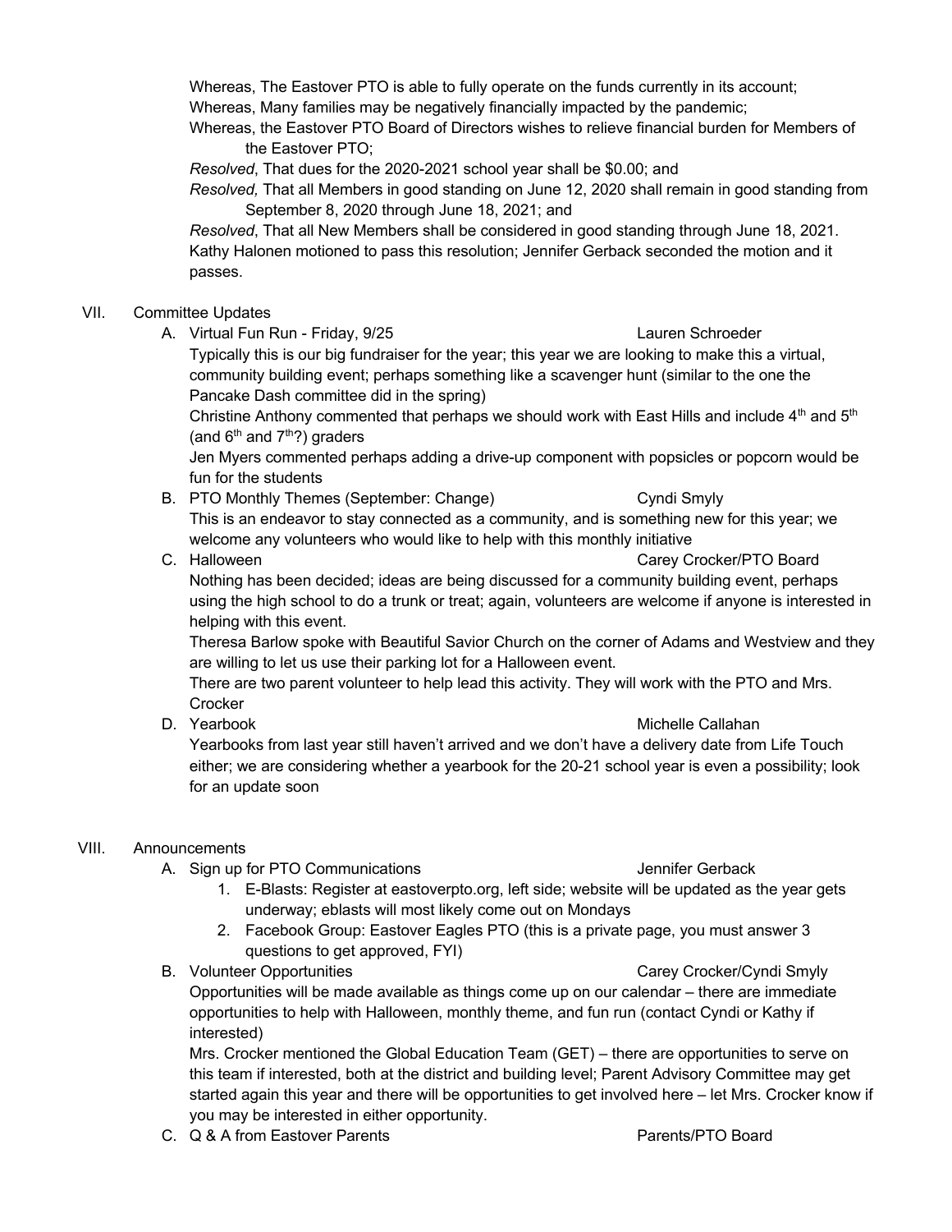Whereas, The Eastover PTO is able to fully operate on the funds currently in its account;
Whereas, Many families may be negatively financially impacted by the pandemic;
Whereas, the Eastover PTO Board of Directors wishes to relieve financial burden for Members of the Eastover PTO;
*Resolved*, That dues for the 2020-2021 school year shall be $0.00; and
*Resolved,* That all Members in good standing on June 12, 2020 shall remain in good standing from September 8, 2020 through June 18, 2021; and
*Resolved*, That all New Members shall be considered in good standing through June 18, 2021.
Kathy Halonen motioned to pass this resolution; Jennifer Gerback seconded the motion and it passes.

VII. Committee Updates

A. Virtual Fun Run - Friday, 9/25 — Lauren Schroeder

Typically this is our big fundraiser for the year; this year we are looking to make this a virtual, community building event; perhaps something like a scavenger hunt (similar to the one the Pancake Dash committee did in the spring)

Christine Anthony commented that perhaps we should work with East Hills and include 4th and 5th (and 6th and 7th?) graders

Jen Myers commented perhaps adding a drive-up component with popsicles or popcorn would be fun for the students

B. PTO Monthly Themes (September: Change) — Cyndi Smyly

This is an endeavor to stay connected as a community, and is something new for this year; we welcome any volunteers who would like to help with this monthly initiative

C. Halloween — Carey Crocker/PTO Board

Nothing has been decided; ideas are being discussed for a community building event, perhaps using the high school to do a trunk or treat; again, volunteers are welcome if anyone is interested in helping with this event.

Theresa Barlow spoke with Beautiful Savior Church on the corner of Adams and Westview and they are willing to let us use their parking lot for a Halloween event.

There are two parent volunteer to help lead this activity. They will work with the PTO and Mrs. Crocker

D. Yearbook — Michelle Callahan

Yearbooks from last year still haven't arrived and we don't have a delivery date from Life Touch either; we are considering whether a yearbook for the 20-21 school year is even a possibility; look for an update soon

VIII. Announcements

A. Sign up for PTO Communications — Jennifer Gerback

1. E-Blasts: Register at eastoverpto.org, left side; website will be updated as the year gets underway; eblasts will most likely come out on Mondays
2. Facebook Group: Eastover Eagles PTO (this is a private page, you must answer 3 questions to get approved, FYI)

B. Volunteer Opportunities — Carey Crocker/Cyndi Smyly

Opportunities will be made available as things come up on our calendar – there are immediate opportunities to help with Halloween, monthly theme, and fun run (contact Cyndi or Kathy if interested)

Mrs. Crocker mentioned the Global Education Team (GET) – there are opportunities to serve on this team if interested, both at the district and building level; Parent Advisory Committee may get started again this year and there will be opportunities to get involved here – let Mrs. Crocker know if you may be interested in either opportunity.

C. Q & A from Eastover Parents — Parents/PTO Board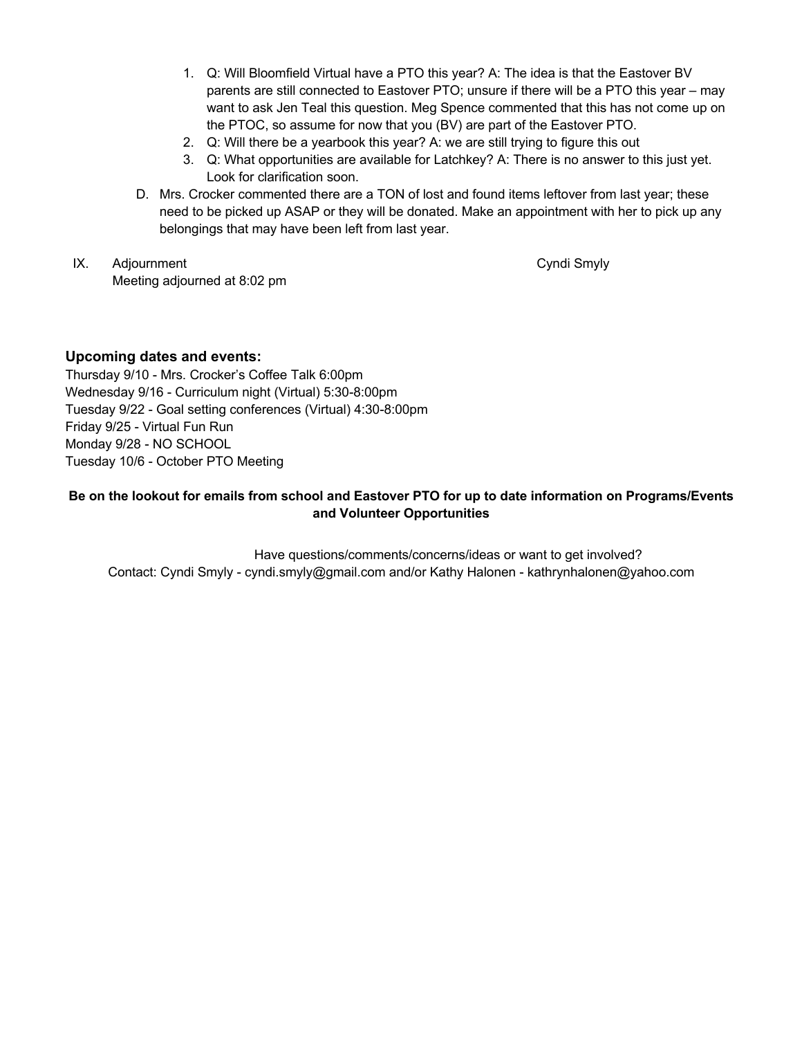1. Q: Will Bloomfield Virtual have a PTO this year? A: The idea is that the Eastover BV parents are still connected to Eastover PTO; unsure if there will be a PTO this year – may want to ask Jen Teal this question. Meg Spence commented that this has not come up on the PTOC, so assume for now that you (BV) are part of the Eastover PTO.
2. Q: Will there be a yearbook this year? A: we are still trying to figure this out
3. Q: What opportunities are available for Latchkey? A: There is no answer to this just yet. Look for clarification soon.

D. Mrs. Crocker commented there are a TON of lost and found items leftover from last year; these need to be picked up ASAP or they will be donated. Make an appointment with her to pick up any belongings that may have been left from last year.

IX. Adjournment — Cyndi Smyly

Meeting adjourned at 8:02 pm

### Upcoming dates and events:

Thursday 9/10 - Mrs. Crocker's Coffee Talk 6:00pm
Wednesday 9/16 - Curriculum night (Virtual) 5:30-8:00pm
Tuesday 9/22 - Goal setting conferences (Virtual) 4:30-8:00pm
Friday 9/25 - Virtual Fun Run
Monday 9/28 - NO SCHOOL
Tuesday 10/6 - October PTO Meeting

**Be on the lookout for emails from school and Eastover PTO for up to date information on Programs/Events and Volunteer Opportunities**

Have questions/comments/concerns/ideas or want to get involved?
Contact: Cyndi Smyly - cyndi.smyly@gmail.com and/or Kathy Halonen - kathrynhalonen@yahoo.com